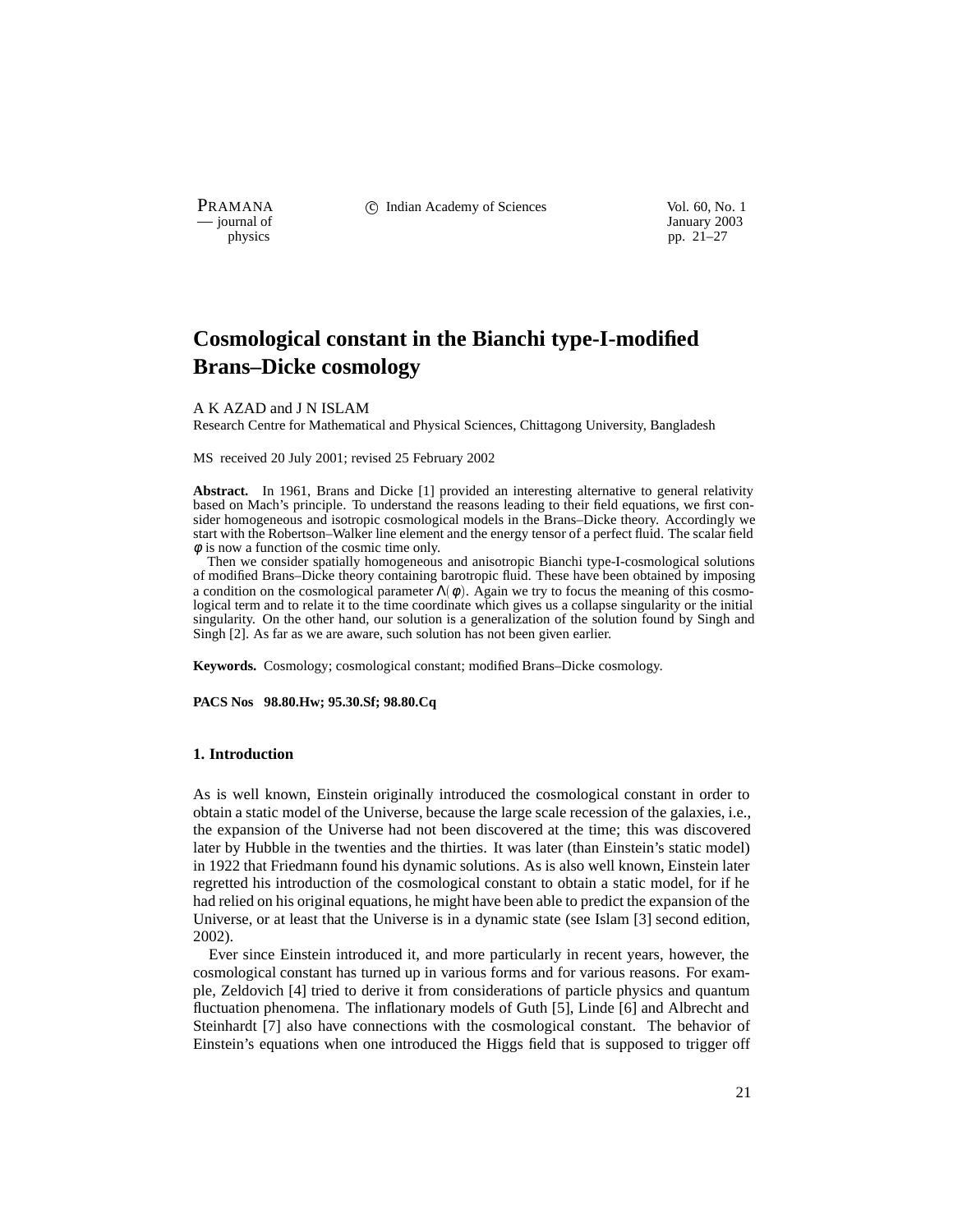# Cosmological constant in the Bianchi type-I-modified Brans–Dicke cosmology

A K AZAD and J N ISLAM

Research Centre for Mathematical and Physical Sciences, Chittagong University, Bangladesh

MS received 20 July 2001; revised 25 February 2002

**Abstract.** In 1961, Brans and Dicke [1] provided an interesting alternative to general relativity based on Mach's principle. To understand the reasons leading to their field equations, we first consider homogeneous and isotropic cosmological models in the Brans–Dicke theory. Accordingly we start with the Robertson–Walker line element and the energy tensor of a perfect fluid. The scalar field $\phi$ is now a function of the cosmic time only.

Then we consider spatially homogeneous and anisotropic Bianchi type-I-cosmological solutions of modified Brans–Dicke theory containing barotropic fluid. These have been obtained by imposing a condition on the cosmological parameter $\Lambda(\phi)$. Again we try to focus the meaning of this cosmological term and to relate it to the time coordinate which gives us a collapse singularity or the initial singularity. On the other hand, our solution is a generalization of the solution found by Singh and Singh [2]. As far as we are aware, such solution has not been given earlier.

**Keywords.** Cosmology; cosmological constant; modified Brans–Dicke cosmology.

**PACS Nos 98.80.Hw; 95.30.Sf; 98.80.Cq**

## 1. Introduction

As is well known, Einstein originally introduced the cosmological constant in order to obtain a static model of the Universe, because the large scale recession of the galaxies, i.e., the expansion of the Universe had not been discovered at the time; this was discovered later by Hubble in the twenties and the thirties. It was later (than Einstein's static model) in 1922 that Friedmann found his dynamic solutions. As is also well known, Einstein later regretted his introduction of the cosmological constant to obtain a static model, for if he had relied on his original equations, he might have been able to predict the expansion of the Universe, or at least that the Universe is in a dynamic state (see Islam [3] second edition, 2002).

Ever since Einstein introduced it, and more particularly in recent years, however, the cosmological constant has turned up in various forms and for various reasons. For example, Zeldovich [4] tried to derive it from considerations of particle physics and quantum fluctuation phenomena. The inflationary models of Guth [5], Linde [6] and Albrecht and Steinhardt [7] also have connections with the cosmological constant. The behavior of Einstein's equations when one introduced the Higgs field that is supposed to trigger off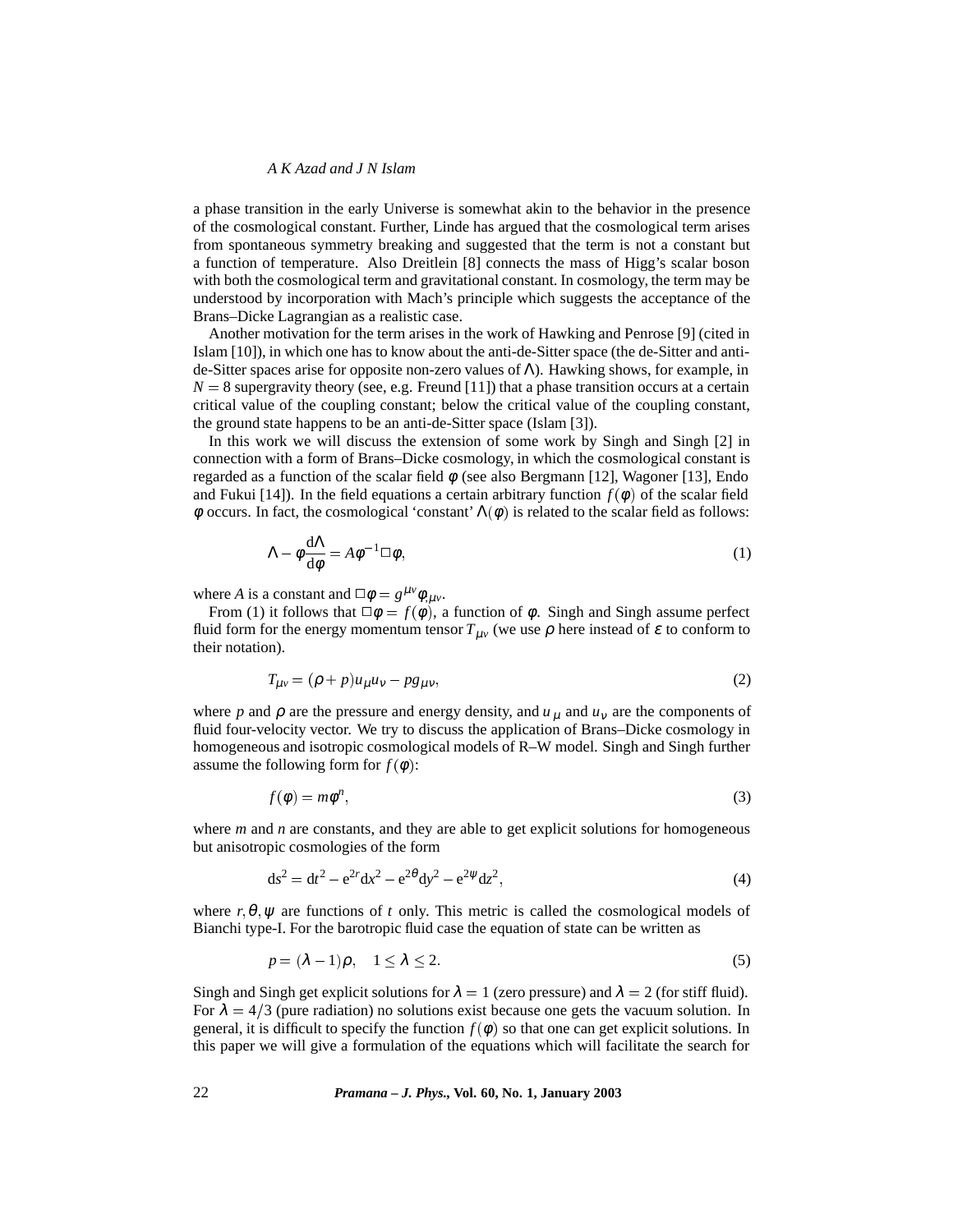a phase transition in the early Universe is somewhat akin to the behavior in the presence of the cosmological constant. Further, Linde has argued that the cosmological term arises from spontaneous symmetry breaking and suggested that the term is not a constant but a function of temperature. Also Dreitlein [8] connects the mass of Higg's scalar boson with both the cosmological term and gravitational constant. In cosmology, the term may be understood by incorporation with Mach's principle which suggests the acceptance of the Brans–Dicke Lagrangian as a realistic case.

Another motivation for the term arises in the work of Hawking and Penrose [9] (cited in Islam [10]), in which one has to know about the anti-de-Sitter space (the de-Sitter and anti-de-Sitter spaces arise for opposite non-zero values of $\Lambda$). Hawking shows, for example, in $N = 8$ supergravity theory (see, e.g. Freund [11]) that a phase transition occurs at a certain critical value of the coupling constant; below the critical value of the coupling constant, the ground state happens to be an anti-de-Sitter space (Islam [3]).

In this work we will discuss the extension of some work by Singh and Singh [2] in connection with a form of Brans–Dicke cosmology, in which the cosmological constant is regarded as a function of the scalar field $\phi$ (see also Bergmann [12], Wagoner [13], Endo and Fukui [14]). In the field equations a certain arbitrary function $f(\phi)$ of the scalar field $\phi$ occurs. In fact, the cosmological 'constant' $\Lambda(\phi)$ is related to the scalar field as follows:

$$\Lambda - \phi\frac{\mathrm{d}\Lambda}{\mathrm{d}\phi} = A\phi^{-1}\Box\phi, \tag{1}$$

where $A$ is a constant and $\Box\phi = g^{\mu\nu}\phi_{;\mu\nu}$.

From (1) it follows that $\Box\phi = f(\phi)$, a function of $\phi$. Singh and Singh assume perfect fluid form for the energy momentum tensor $T_{\mu\nu}$ (we use $\rho$ here instead of $\varepsilon$ to conform to their notation).

$$T_{\mu\nu} = (\rho + p)u_\mu u_\nu - pg_{\mu\nu}, \tag{2}$$

where $p$ and $\rho$ are the pressure and energy density, and $u_\mu$ and $u_\nu$ are the components of fluid four-velocity vector. We try to discuss the application of Brans–Dicke cosmology in homogeneous and isotropic cosmological models of R–W model. Singh and Singh further assume the following form for $f(\phi)$:

$$f(\phi) = m\phi^n, \tag{3}$$

where $m$ and $n$ are constants, and they are able to get explicit solutions for homogeneous but anisotropic cosmologies of the form

$$\mathrm{d}s^2 = \mathrm{d}t^2 - \mathrm{e}^{2r}\mathrm{d}x^2 - \mathrm{e}^{2\theta}\mathrm{d}y^2 - \mathrm{e}^{2\psi}\mathrm{d}z^2, \tag{4}$$

where $r, \theta, \psi$ are functions of $t$ only. This metric is called the cosmological models of Bianchi type-I. For the barotropic fluid case the equation of state can be written as

$$p = (\lambda - 1)\rho, \quad 1 \leq \lambda \leq 2. \tag{5}$$

Singh and Singh get explicit solutions for $\lambda = 1$ (zero pressure) and $\lambda = 2$ (for stiff fluid). For $\lambda = 4/3$ (pure radiation) no solutions exist because one gets the vacuum solution. In general, it is difficult to specify the function $f(\phi)$ so that one can get explicit solutions. In this paper we will give a formulation of the equations which will facilitate the search for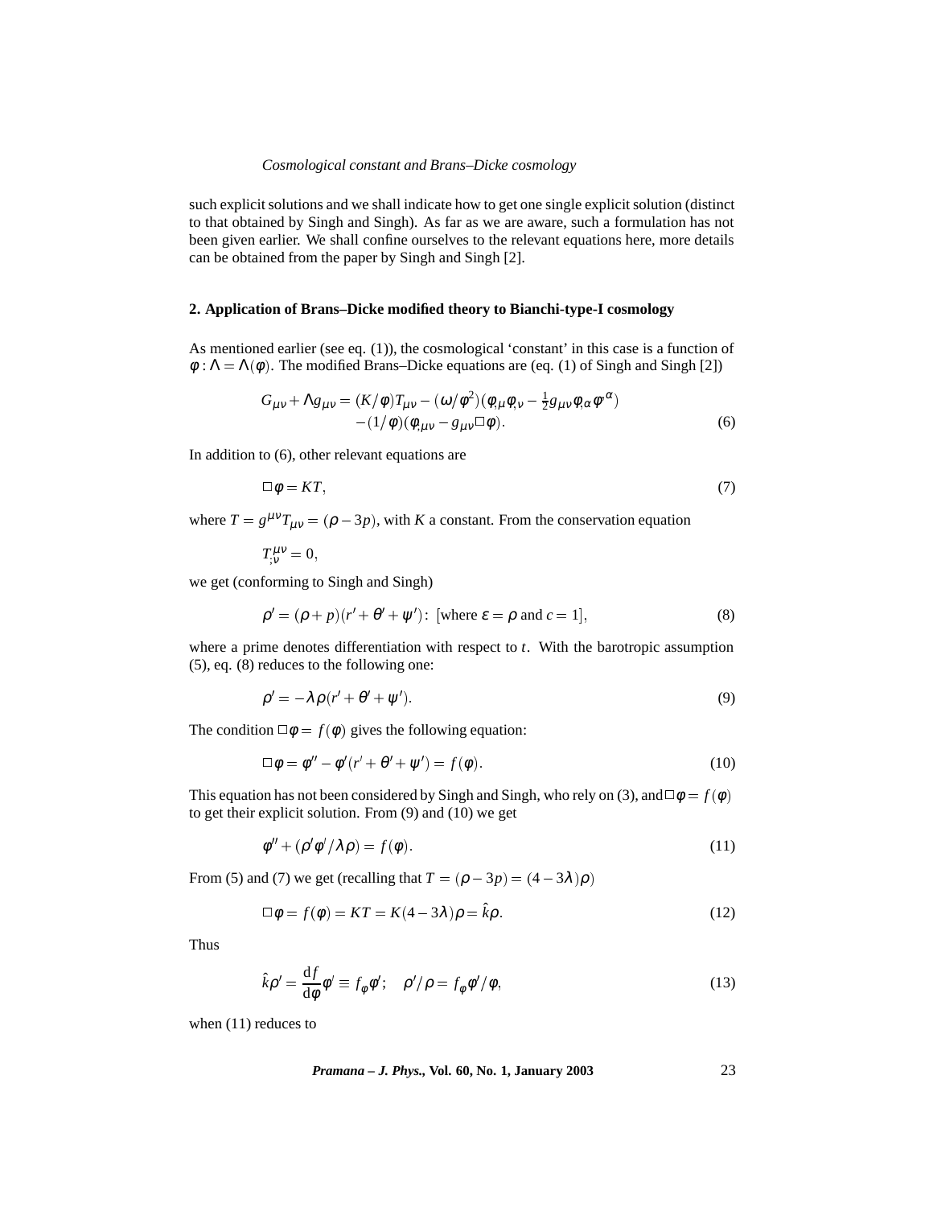such explicit solutions and we shall indicate how to get one single explicit solution (distinct to that obtained by Singh and Singh). As far as we are aware, such a formulation has not been given earlier. We shall confine ourselves to the relevant equations here, more details can be obtained from the paper by Singh and Singh [2].

## 2. Application of Brans–Dicke modified theory to Bianchi-type-I cosmology

As mentioned earlier (see eq. (1)), the cosmological 'constant' in this case is a function of $\varphi : \Lambda = \Lambda(\varphi)$. The modified Brans–Dicke equations are (eq. (1) of Singh and Singh [2])

$$G_{\mu\nu} + \Lambda g_{\mu\nu} = (K/\varphi)T_{\mu\nu} - (\omega/\varphi^2)(\varphi_{,\mu}\varphi_{,\nu} - \tfrac{1}{2}g_{\mu\nu}\varphi_{,\alpha}\varphi^{,\alpha}) - (1/\varphi)(\varphi_{,\mu\nu} - g_{\mu\nu}\Box\varphi). \tag{6}$$

In addition to (6), other relevant equations are

$$\Box\varphi = KT, \tag{7}$$

where $T = g^{\mu\nu}T_{\mu\nu} = (\rho - 3p)$, with $K$ a constant. From the conservation equation

$$T^{\mu\nu}_{;\nu} = 0,$$

we get (conforming to Singh and Singh)

$$\rho' = (\rho + p)(r' + \theta' + \psi') : \text{ [where } \varepsilon = \rho \text{ and } c = 1], \tag{8}$$

where a prime denotes differentiation with respect to $t$. With the barotropic assumption (5), eq. (8) reduces to the following one:

$$\rho' = -\lambda\rho(r' + \theta' + \psi'). \tag{9}$$

The condition $\Box\varphi = f(\varphi)$ gives the following equation:

$$\Box\varphi = \varphi'' - \varphi'(r' + \theta' + \psi') = f(\varphi). \tag{10}$$

This equation has not been considered by Singh and Singh, who rely on (3), and $\Box\varphi = f(\varphi)$ to get their explicit solution. From (9) and (10) we get

$$\varphi'' + (\rho'\varphi'/\lambda\rho) = f(\varphi). \tag{11}$$

From (5) and (7) we get (recalling that $T = (\rho - 3p) = (4 - 3\lambda)\rho$)

$$\Box\varphi = f(\varphi) = KT = K(4 - 3\lambda)\rho = \hat{k}\rho. \tag{12}$$

Thus

$$\hat{k}\rho' = \frac{\mathrm{d}f}{\mathrm{d}\varphi}\varphi' \equiv f_\varphi\varphi'; \quad \rho'/\rho = f_\varphi\varphi'/\varphi, \tag{13}$$

when (11) reduces to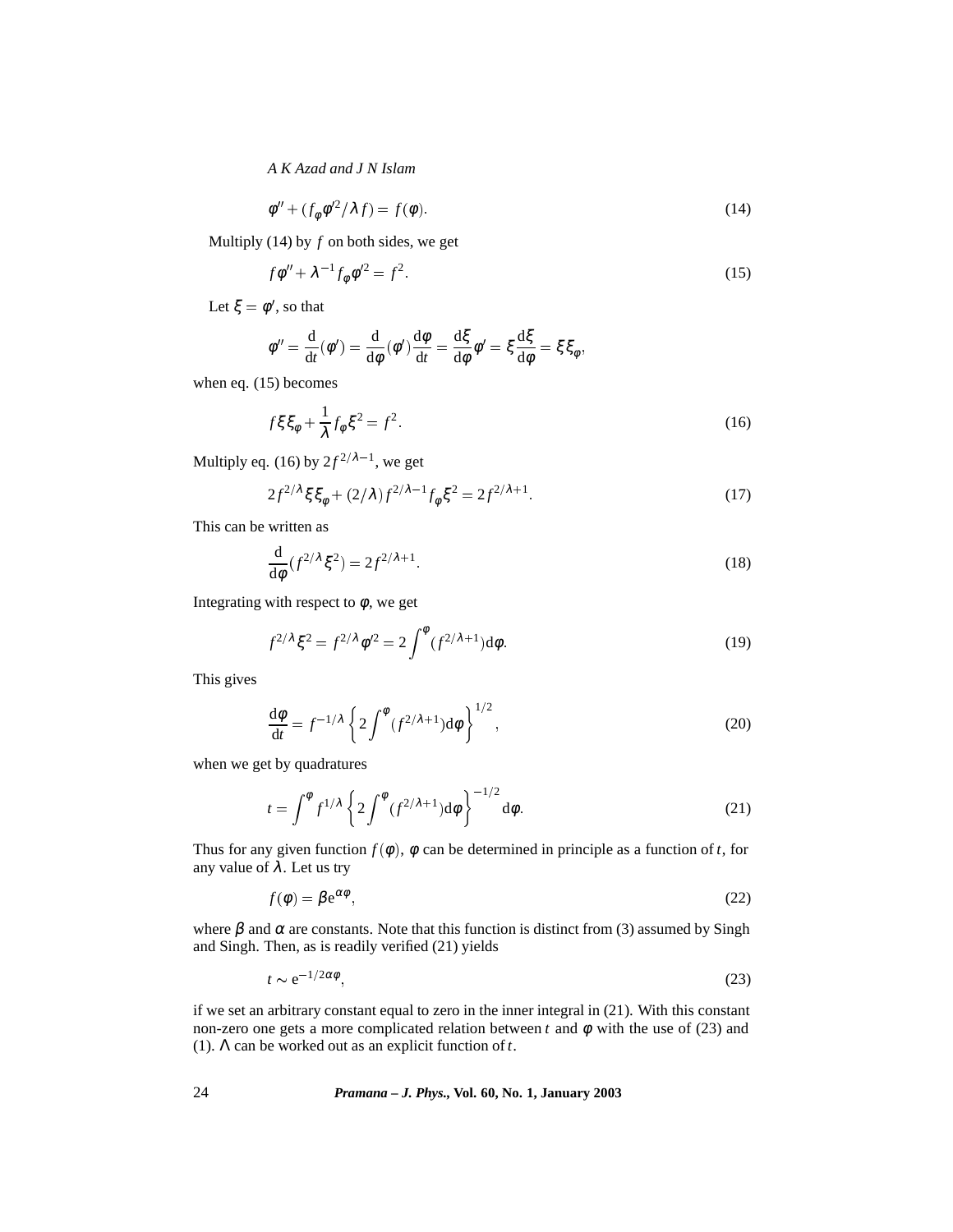$$\phi'' + (f_\phi \phi'^2/\lambda f) = f(\phi). \tag{14}$$

Multiply (14) by $f$ on both sides, we get

$$f\phi'' + \lambda^{-1} f_\phi \phi'^2 = f^2. \tag{15}$$

Let $\xi = \phi'$, so that

$$\phi'' = \frac{\mathrm{d}}{\mathrm{d}t}(\phi') = \frac{\mathrm{d}}{\mathrm{d}\phi}(\phi')\frac{\mathrm{d}\phi}{\mathrm{d}t} = \frac{\mathrm{d}\xi}{\mathrm{d}\phi}\phi' = \xi\frac{\mathrm{d}\xi}{\mathrm{d}\phi} = \xi\xi_\phi,$$

when eq. (15) becomes

$$f\xi\xi_\phi + \frac{1}{\lambda} f_\phi \xi^2 = f^2. \tag{16}$$

Multiply eq. (16) by $2f^{2/\lambda - 1}$, we get

$$2f^{2/\lambda}\xi\xi_\phi + (2/\lambda) f^{2/\lambda - 1} f_\phi \xi^2 = 2f^{2/\lambda + 1}. \tag{17}$$

This can be written as

$$\frac{\mathrm{d}}{\mathrm{d}\phi}(f^{2/\lambda}\xi^2) = 2f^{2/\lambda + 1}. \tag{18}$$

Integrating with respect to $\phi$, we get

$$f^{2/\lambda}\xi^2 = f^{2/\lambda}\phi'^2 = 2\int^\phi (f^{2/\lambda + 1})\mathrm{d}\phi. \tag{19}$$

This gives

$$\frac{\mathrm{d}\phi}{\mathrm{d}t} = f^{-1/\lambda}\left\{2\int^\phi (f^{2/\lambda + 1})\mathrm{d}\phi\right\}^{1/2}, \tag{20}$$

when we get by quadratures

$$t = \int^\phi f^{1/\lambda}\left\{2\int^\phi (f^{2/\lambda + 1})\mathrm{d}\phi\right\}^{-1/2}\mathrm{d}\phi. \tag{21}$$

Thus for any given function $f(\phi)$, $\phi$ can be determined in principle as a function of $t$, for any value of $\lambda$. Let us try

$$f(\phi) = \beta \mathrm{e}^{\alpha\phi}, \tag{22}$$

where $\beta$ and $\alpha$ are constants. Note that this function is distinct from (3) assumed by Singh and Singh. Then, as is readily verified (21) yields

$$t \sim \mathrm{e}^{-1/2\alpha\phi}, \tag{23}$$

if we set an arbitrary constant equal to zero in the inner integral in (21). With this constant non-zero one gets a more complicated relation between $t$ and $\phi$ with the use of (23) and (1). $\Lambda$ can be worked out as an explicit function of $t$.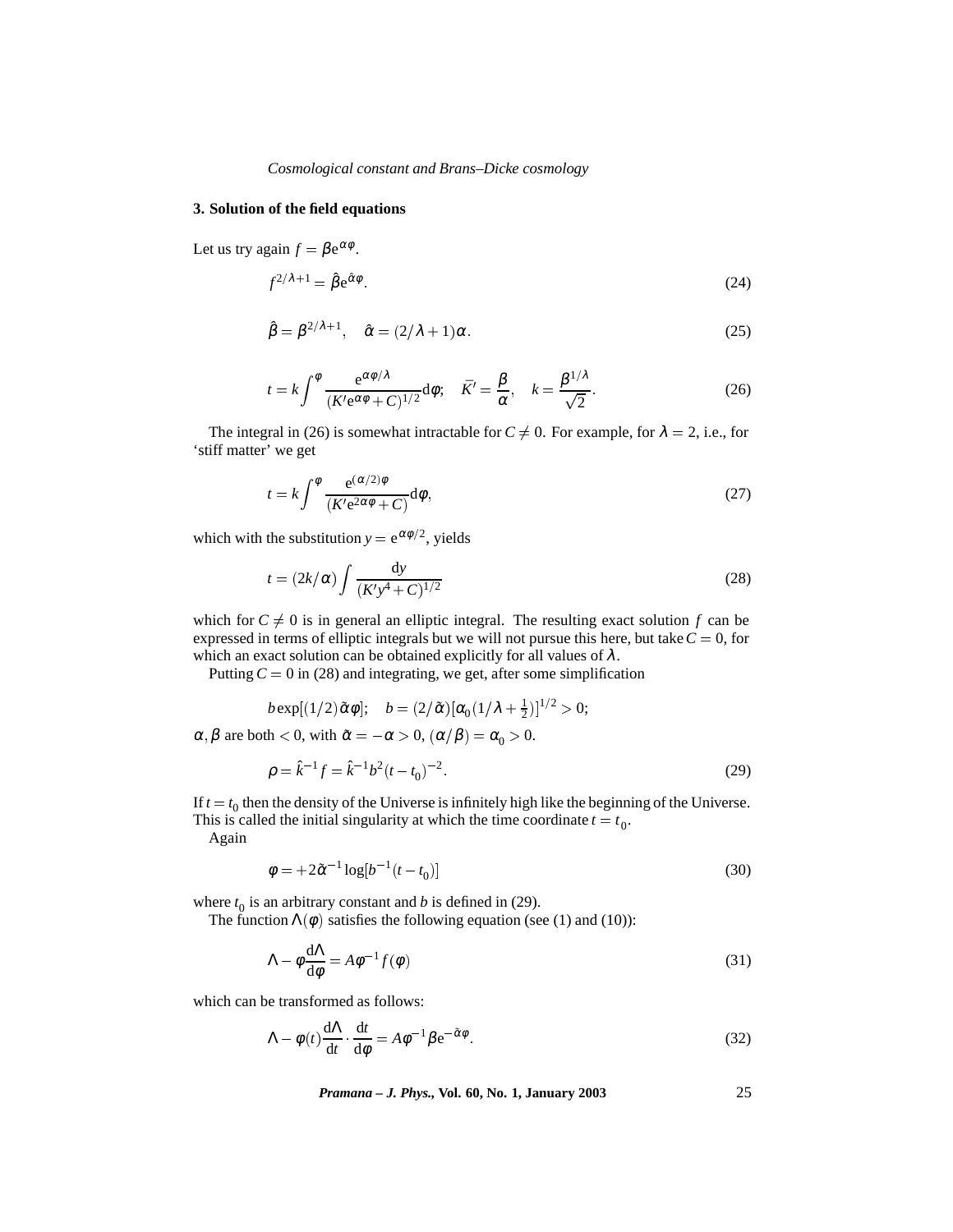## 3. Solution of the field equations

Let us try again $f = \beta e^{\alpha\phi}$.

$$f^{2/\lambda+1} = \hat{\beta} e^{\hat{\alpha}\phi}. \tag{24}$$

$$\hat{\beta} = \beta^{2/\lambda+1}, \quad \hat{\alpha} = (2/\lambda + 1)\alpha. \tag{25}$$

$$t = k \int^{\phi} \frac{e^{\alpha\phi/\lambda}}{(K' e^{\alpha\phi} + C)^{1/2}} d\phi; \quad \bar{K}' = \frac{\beta}{\alpha}, \quad k = \frac{\beta^{1/\lambda}}{\sqrt{2}}. \tag{26}$$

The integral in (26) is somewhat intractable for $C \neq 0$. For example, for $\lambda = 2$, i.e., for 'stiff matter' we get

$$t = k \int^{\phi} \frac{e^{(\alpha/2)\phi}}{(K' e^{2\alpha\phi} + C)} d\phi, \tag{27}$$

which with the substitution $y = e^{\alpha\phi/2}$, yields

$$t = (2k/\alpha) \int \frac{dy}{(K' y^4 + C)^{1/2}} \tag{28}$$

which for $C \neq 0$ is in general an elliptic integral. The resulting exact solution $f$ can be expressed in terms of elliptic integrals but we will not pursue this here, but take $C = 0$, for which an exact solution can be obtained explicitly for all values of $\lambda$.

Putting $C = 0$ in (28) and integrating, we get, after some simplification

$$b \exp[(1/2)\tilde{\alpha}\phi]; \quad b = (2/\tilde{\alpha})[\alpha_0(1/\lambda + \tfrac{1}{2})]^{1/2} > 0;$$

$\alpha, \beta$ are both $< 0$, with $\tilde{\alpha} = -\alpha > 0$, $(\alpha/\beta) = \alpha_0 > 0$.

$$\rho = \hat{k}^{-1} f = \hat{k}^{-1} b^2 (t - t_0)^{-2}. \tag{29}$$

If $t = t_0$ then the density of the Universe is infinitely high like the beginning of the Universe. This is called the initial singularity at which the time coordinate $t = t_0$.

Again

$$\phi = +2\tilde{\alpha}^{-1} \log[b^{-1}(t - t_0)] \tag{30}$$

where $t_0$ is an arbitrary constant and $b$ is defined in (29).

The function $\Lambda(\phi)$ satisfies the following equation (see (1) and (10)):

$$\Lambda - \phi \frac{d\Lambda}{d\phi} = A\phi^{-1} f(\phi) \tag{31}$$

which can be transformed as follows:

$$\Lambda - \phi(t) \frac{d\Lambda}{dt} \cdot \frac{dt}{d\phi} = A\phi^{-1} \beta e^{-\tilde{\alpha}\phi}. \tag{32}$$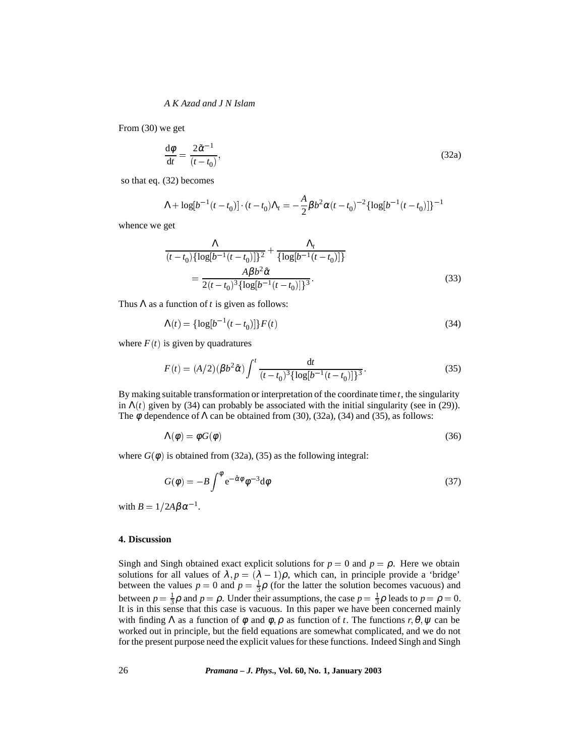From (30) we get

$$\frac{\mathrm{d}\phi}{\mathrm{d}t} = \frac{2\tilde{\alpha}^{-1}}{(t-t_0)}, \tag{32a}$$

so that eq. (32) becomes

$$\Lambda + \log[b^{-1}(t-t_0)] \cdot (t-t_0)\Lambda_t = -\frac{A}{2}\beta b^2 \alpha (t-t_0)^{-2}\{\log[b^{-1}(t-t_0)]\}^{-1}$$

whence we get

$$\begin{aligned}
&\frac{\Lambda}{(t-t_0)\{\log[b^{-1}(t-t_0)]\}^2} + \frac{\Lambda_t}{\{\log[b^{-1}(t-t_0)]\}} \\
&\quad = \frac{A\beta b^2 \hat{\alpha}}{2(t-t_0)^3\{\log[b^{-1}(t-t_0)]\}^3}.
\end{aligned} \tag{33}$$

Thus $\Lambda$ as a function of $t$ is given as follows:

$$\Lambda(t) = \{\log[b^{-1}(t-t_0)]\}F(t) \tag{34}$$

where $F(t)$ is given by quadratures

$$F(t) = (A/2)(\beta b^2 \hat{\alpha}) \int^t \frac{\mathrm{d}t}{(t-t_0)^3\{\log[b^{-1}(t-t_0)]\}^3}. \tag{35}$$

By making suitable transformation or interpretation of the coordinate time $t$, the singularity in $\Lambda(t)$ given by (34) can probably be associated with the initial singularity (see in (29)). The $\phi$ dependence of $\Lambda$ can be obtained from (30), (32a), (34) and (35), as follows:

$$\Lambda(\phi) = \phi G(\phi) \tag{36}$$

where $G(\phi)$ is obtained from (32a), (35) as the following integral:

$$G(\phi) = -B \int^\phi \mathrm{e}^{-\hat{\alpha}\phi}\phi^{-3}\mathrm{d}\phi \tag{37}$$

with $B = 1/2A\beta\alpha^{-1}$.

## 4. Discussion

Singh and Singh obtained exact explicit solutions for $p = 0$ and $p = \rho$. Here we obtain solutions for all values of $\lambda, p = (\lambda - 1)\rho$, which can, in principle provide a 'bridge' between the values $p = 0$ and $p = \frac{1}{3}\rho$ (for the latter the solution becomes vacuous) and between $p = \frac{1}{3}\rho$ and $p = \rho$. Under their assumptions, the case $p = \frac{1}{3}\rho$ leads to $p = \rho = 0$. It is in this sense that this case is vacuous. In this paper we have been concerned mainly with finding $\Lambda$ as a function of $\phi$ and $\phi, \rho$ as function of $t$. The functions $r, \theta, \psi$ can be worked out in principle, but the field equations are somewhat complicated, and we do not for the present purpose need the explicit values for these functions. Indeed Singh and Singh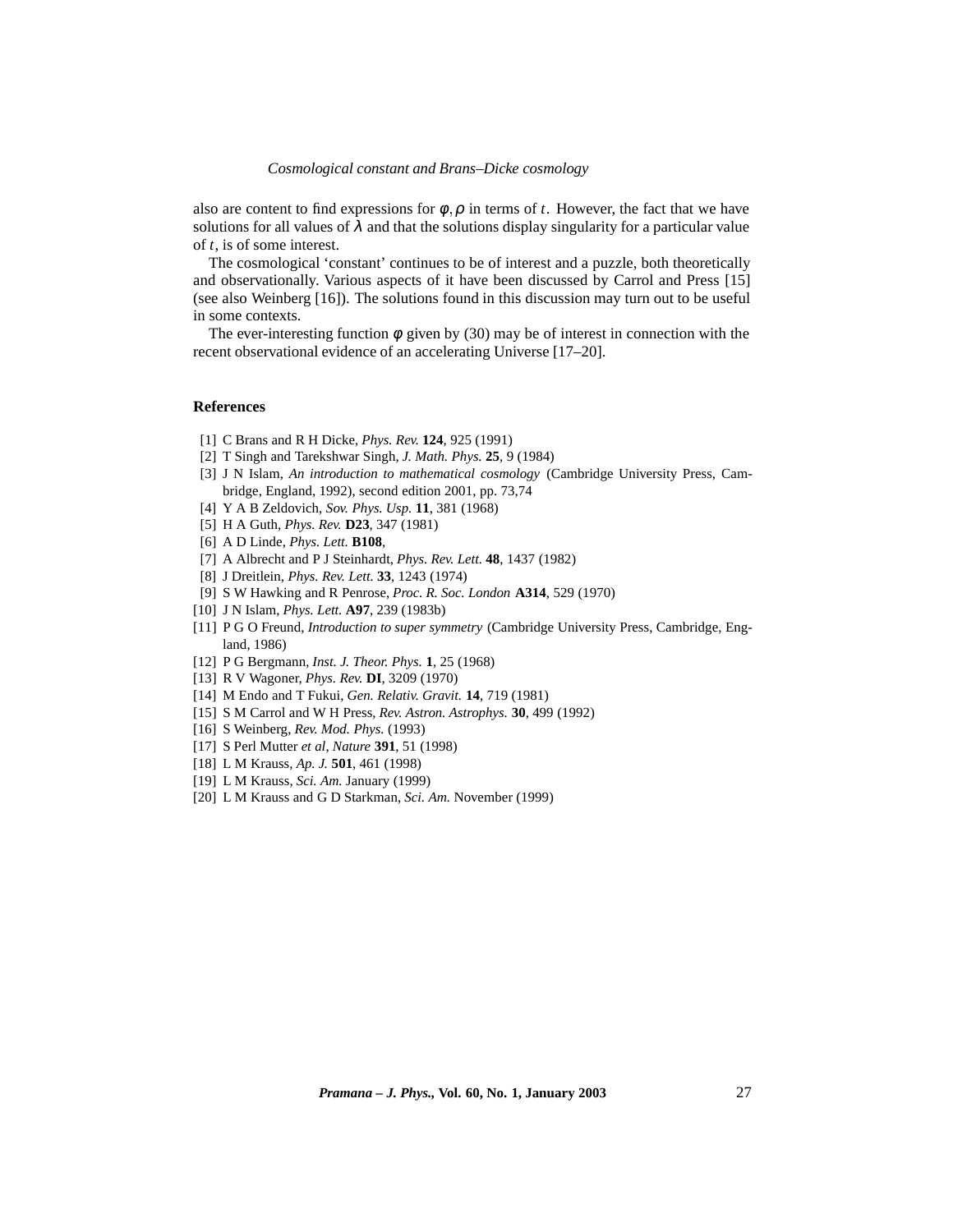also are content to find expressions for $\phi, \rho$ in terms of $t$. However, the fact that we have solutions for all values of $\lambda$ and that the solutions display singularity for a particular value of $t$, is of some interest.

The cosmological 'constant' continues to be of interest and a puzzle, both theoretically and observationally. Various aspects of it have been discussed by Carrol and Press [15] (see also Weinberg [16]). The solutions found in this discussion may turn out to be useful in some contexts.

The ever-interesting function $\phi$ given by (30) may be of interest in connection with the recent observational evidence of an accelerating Universe [17–20].

## References

[1] C Brans and R H Dicke, *Phys. Rev.* **124**, 925 (1991)
[2] T Singh and Tarekshwar Singh, *J. Math. Phys.* **25**, 9 (1984)
[3] J N Islam, *An introduction to mathematical cosmology* (Cambridge University Press, Cambridge, England, 1992), second edition 2001, pp. 73,74
[4] Y A B Zeldovich, *Sov. Phys. Usp.* **11**, 381 (1968)
[5] H A Guth, *Phys. Rev.* **D23**, 347 (1981)
[6] A D Linde, *Phys. Lett.* **B108**,
[7] A Albrecht and P J Steinhardt, *Phys. Rev. Lett.* **48**, 1437 (1982)
[8] J Dreitlein, *Phys. Rev. Lett.* **33**, 1243 (1974)
[9] S W Hawking and R Penrose, *Proc. R. Soc. London* **A314**, 529 (1970)
[10] J N Islam, *Phys. Lett.* **A97**, 239 (1983b)
[11] P G O Freund, *Introduction to super symmetry* (Cambridge University Press, Cambridge, England, 1986)
[12] P G Bergmann, *Inst. J. Theor. Phys.* **1**, 25 (1968)
[13] R V Wagoner, *Phys. Rev.* **DI**, 3209 (1970)
[14] M Endo and T Fukui, *Gen. Relativ. Gravit.* **14**, 719 (1981)
[15] S M Carrol and W H Press, *Rev. Astron. Astrophys.* **30**, 499 (1992)
[16] S Weinberg, *Rev. Mod. Phys.* (1993)
[17] S Perl Mutter *et al*, *Nature* **391**, 51 (1998)
[18] L M Krauss, *Ap. J.* **501**, 461 (1998)
[19] L M Krauss, *Sci. Am.* January (1999)
[20] L M Krauss and G D Starkman, *Sci. Am.* November (1999)